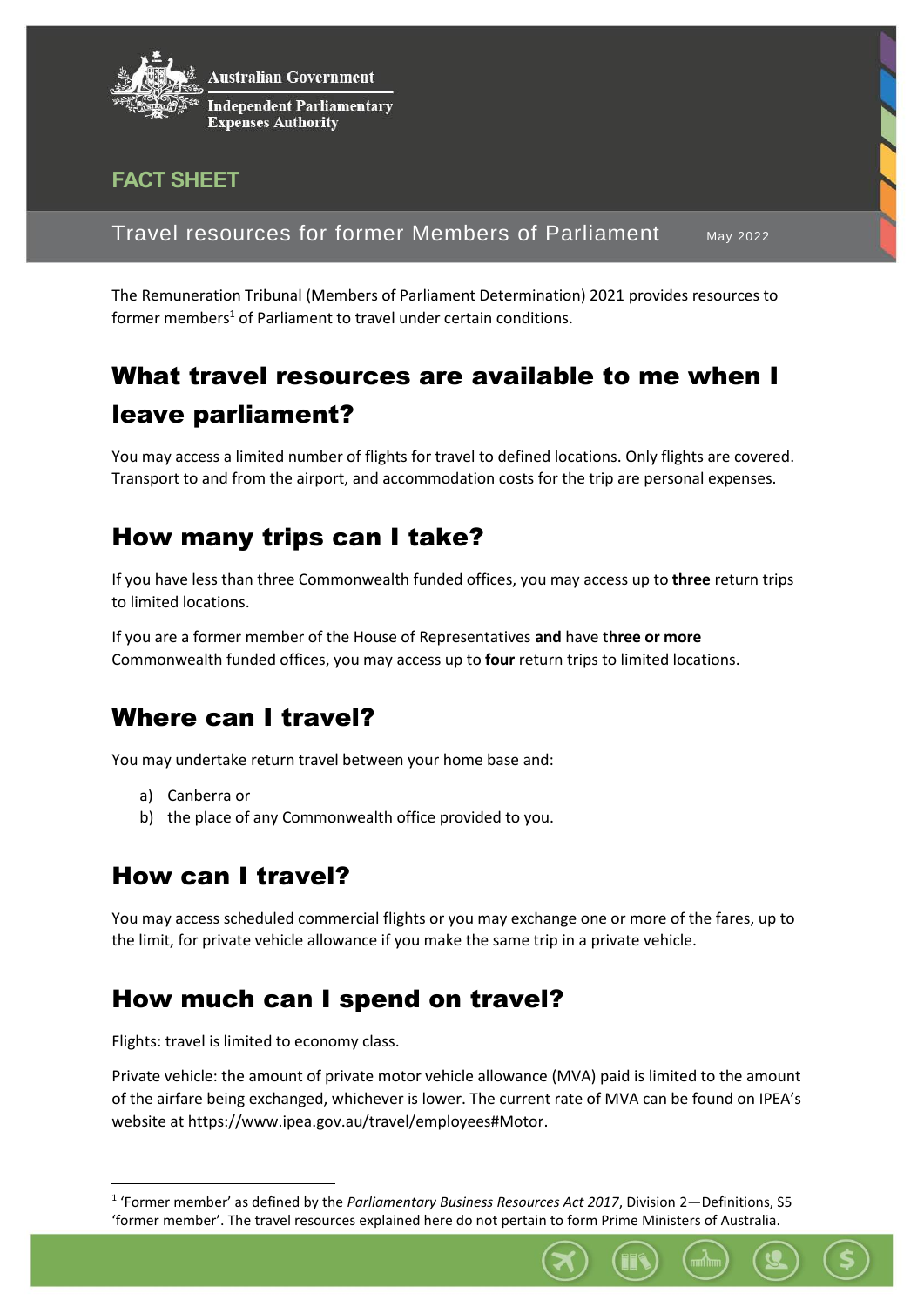Australian Government
Independent Parliamentary Expenses Authority

FACT SHEET

# Travel resources for former Members of Parliament

May 2022

The Remuneration Tribunal (Members of Parliament Determination) 2021 provides resources to former members[1] of Parliament to travel under certain conditions.

## What travel resources are available to me when I leave parliament?

You may access a limited number of flights for travel to defined locations. Only flights are covered. Transport to and from the airport, and accommodation costs for the trip are personal expenses.

## How many trips can I take?

If you have less than three Commonwealth funded offices, you may access up to **three** return trips to limited locations.

If you are a former member of the House of Representatives **and** have t**hree or more** Commonwealth funded offices, you may access up to **four** return trips to limited locations.

## Where can I travel?

You may undertake return travel between your home base and:

a) Canberra or
b) the place of any Commonwealth office provided to you.

## How can I travel?

You may access scheduled commercial flights or you may exchange one or more of the fares, up to the limit, for private vehicle allowance if you make the same trip in a private vehicle.

## How much can I spend on travel?

Flights: travel is limited to economy class.

Private vehicle: the amount of private motor vehicle allowance (MVA) paid is limited to the amount of the airfare being exchanged, whichever is lower. The current rate of MVA can be found on IPEA's website at https://www.ipea.gov.au/travel/employees#Motor.

[1] 'Former member' as defined by the *Parliamentary Business Resources Act 2017*, Division 2—Definitions, S5 'former member'. The travel resources explained here do not pertain to form Prime Ministers of Australia.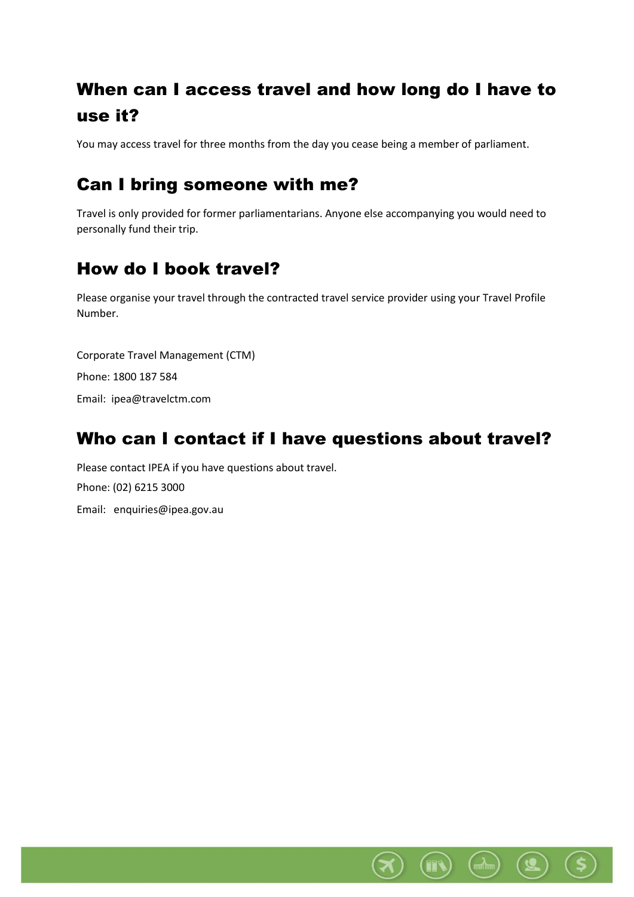## When can I access travel and how long do I have to use it?

You may access travel for three months from the day you cease being a member of parliament.

## Can I bring someone with me?

Travel is only provided for former parliamentarians. Anyone else accompanying you would need to personally fund their trip.

## How do I book travel?

Please organise your travel through the contracted travel service provider using your Travel Profile Number.

Corporate Travel Management (CTM)

Phone: 1800 187 584

Email: ipea@travelctm.com

## Who can I contact if I have questions about travel?

Please contact IPEA if you have questions about travel.

Phone: (02) 6215 3000

Email: enquiries@ipea.gov.au